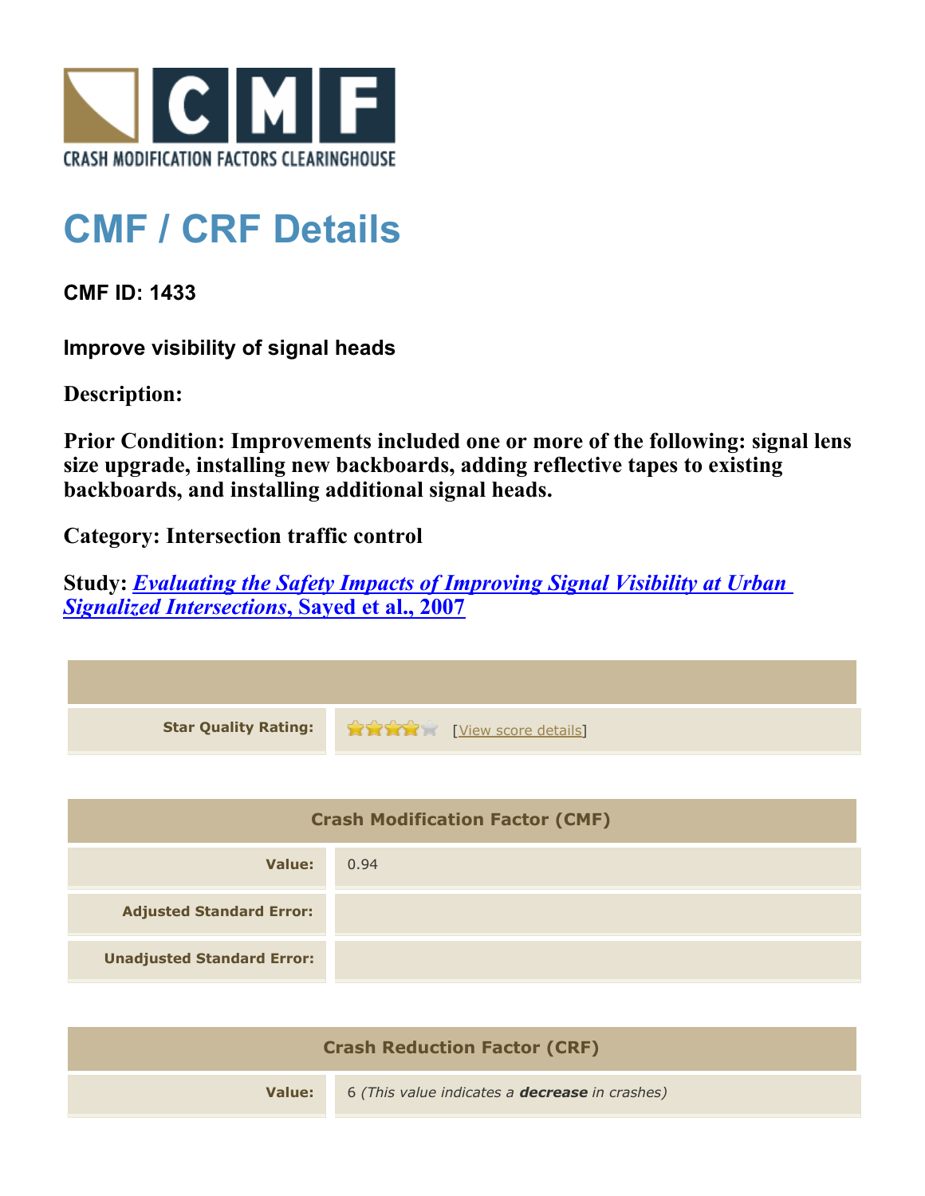CRASH MODIFICATION FACTORS CLEARINGHOUSE

# CMF / CRF Details

**CMF ID: 1433**

**Improve visibility of signal heads**

**Description:**

**Prior Condition: Improvements included one or more of the following: signal lens size upgrade, installing new backboards, adding reflective tapes to existing backboards, and installing additional signal heads.**

**Category: Intersection traffic control**

**Study: *Evaluating the Safety Impacts of Improving Signal Visibility at Urban Signalized Intersections*, Sayed et al., 2007**

| | |
|---|---|
| **Star Quality Rating:** | [View score details] |

| Crash Modification Factor (CMF) | |
|---|---|
| **Value:** | 0.94 |
| **Adjusted Standard Error:** | |
| **Unadjusted Standard Error:** | |

| Crash Reduction Factor (CRF) | |
|---|---|
| **Value:** | 6 *(This value indicates a **decrease** in crashes)* |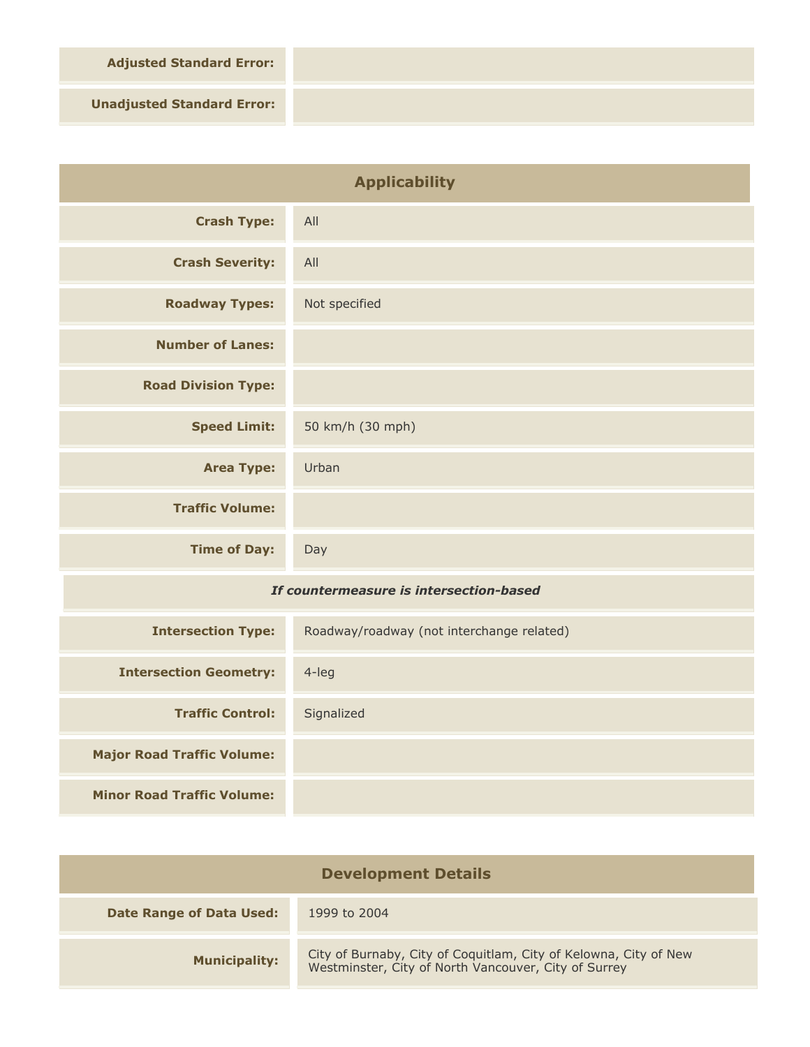| | |
|---|---|
| **Adjusted Standard Error:** | |
| **Unadjusted Standard Error:** | |

## Applicability

| | |
|---|---|
| **Crash Type:** | All |
| **Crash Severity:** | All |
| **Roadway Types:** | Not specified |
| **Number of Lanes:** | |
| **Road Division Type:** | |
| **Speed Limit:** | 50 km/h (30 mph) |
| **Area Type:** | Urban |
| **Traffic Volume:** | |
| **Time of Day:** | Day |
| ***If countermeasure is intersection-based*** | |
| **Intersection Type:** | Roadway/roadway (not interchange related) |
| **Intersection Geometry:** | 4-leg |
| **Traffic Control:** | Signalized |
| **Major Road Traffic Volume:** | |
| **Minor Road Traffic Volume:** | |

## Development Details

| | |
|---|---|
| **Date Range of Data Used:** | 1999 to 2004 |
| **Municipality:** | City of Burnaby, City of Coquitlam, City of Kelowna, City of New Westminster, City of North Vancouver, City of Surrey |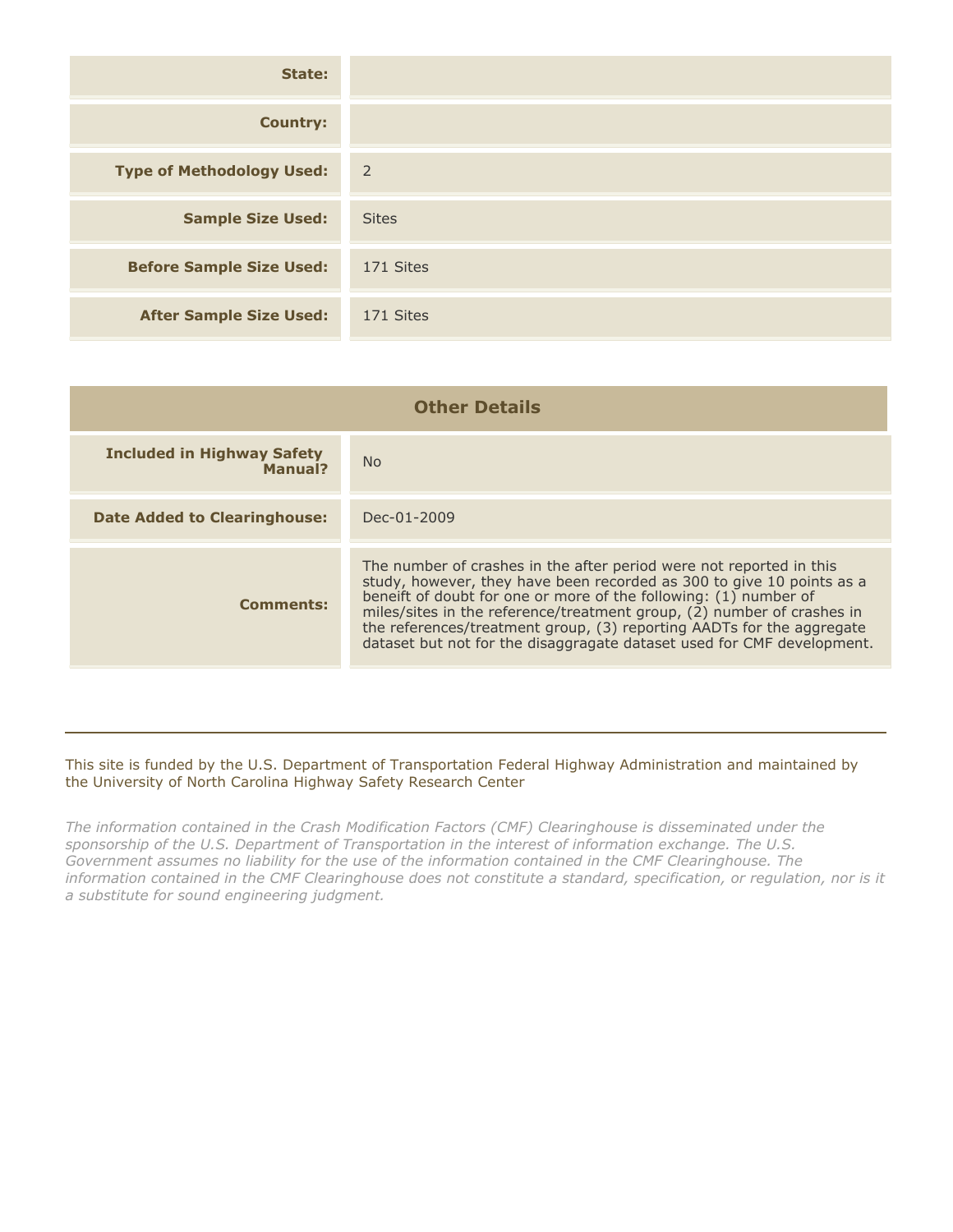| | |
|---|---|
| **State:** | |
| **Country:** | |
| **Type of Methodology Used:** | 2 |
| **Sample Size Used:** | Sites |
| **Before Sample Size Used:** | 171 Sites |
| **After Sample Size Used:** | 171 Sites |

## Other Details

| | |
|---|---|
| **Included in Highway Safety Manual?** | No |
| **Date Added to Clearinghouse:** | Dec-01-2009 |
| **Comments:** | The number of crashes in the after period were not reported in this study, however, they have been recorded as 300 to give 10 points as a beneit of doubt for one or more of the following: (1) number of miles/sites in the reference/treatment group, (2) number of crashes in the references/treatment group, (3) reporting AADTs for the aggregate dataset but not for the disaggragate dataset used for CMF development. |

---

This site is funded by the U.S. Department of Transportation Federal Highway Administration and maintained by the University of North Carolina Highway Safety Research Center

*The information contained in the Crash Modification Factors (CMF) Clearinghouse is disseminated under the sponsorship of the U.S. Department of Transportation in the interest of information exchange. The U.S. Government assumes no liability for the use of the information contained in the CMF Clearinghouse. The information contained in the CMF Clearinghouse does not constitute a standard, specification, or regulation, nor is it a substitute for sound engineering judgment.*